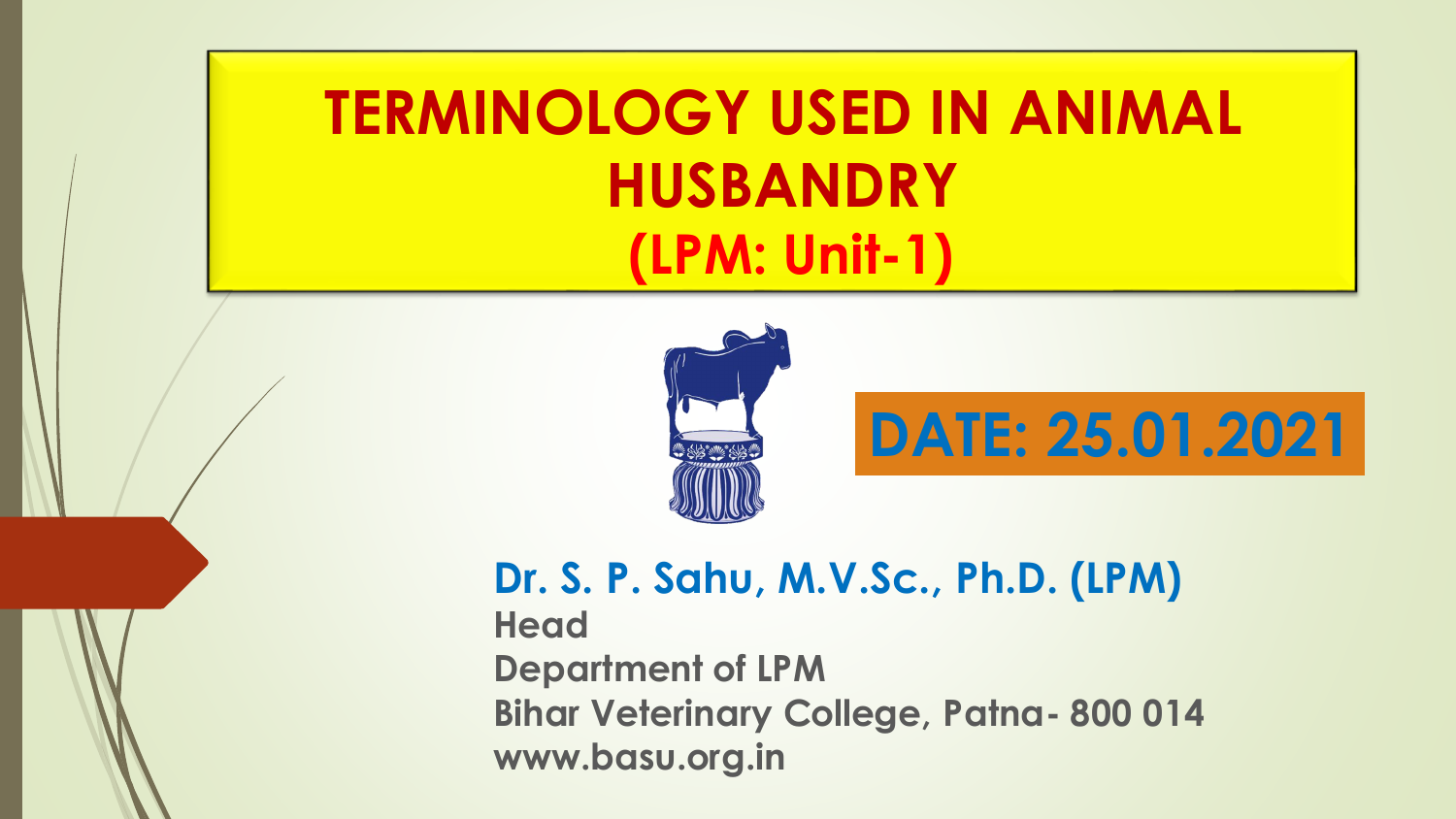# TERMINOLOGY USED IN ANIMAL HUSBANDRY

## (LPM: Unit-1)

**DATE: 25.01.2021**

**Dr. S. P. Sahu, M.V.Sc., Ph.D. (LPM)**
**Head**
**Department of LPM**
**Bihar Veterinary College, Patna- 800 014**
**www.basu.org.in**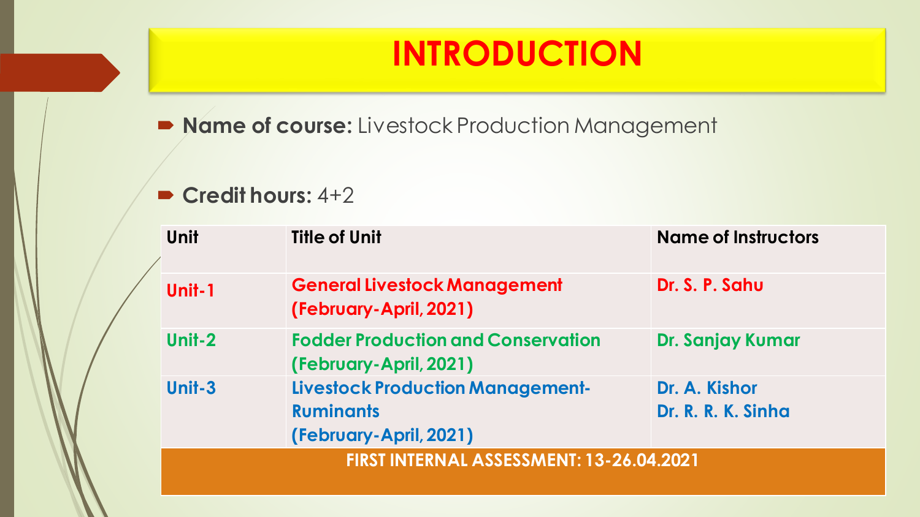# INTRODUCTION

- **Name of course:** Livestock Production Management
- **Credit hours:** 4+2

| Unit | Title of Unit | Name of Instructors |
|---|---|---|
| **Unit-1** | **General Livestock Management (February-April, 2021)** | **Dr. S. P. Sahu** |
| **Unit-2** | **Fodder Production and Conservation (February-April, 2021)** | **Dr. Sanjay Kumar** |
| **Unit-3** | **Livestock Production Management-Ruminants (February-April, 2021)** | **Dr. A. Kishor<br>Dr. R. R. K. Sinha** |
| **FIRST INTERNAL ASSESSMENT: 13-26.04.2021** | | |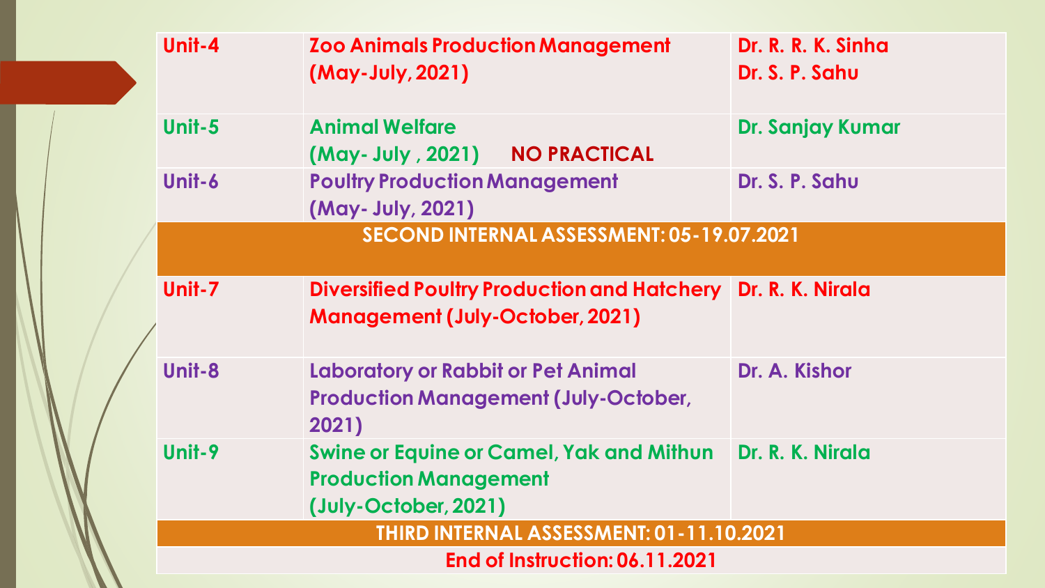| Unit | Course | Instructor |
| --- | --- | --- |
| Unit-4 | Zoo Animals Production Management (May-July, 2021) | Dr. R. R. K. Sinha<br>Dr. S. P. Sahu |
| Unit-5 | Animal Welfare (May- July , 2021) NO PRACTICAL | Dr. Sanjay Kumar |
| Unit-6 | Poultry Production Management (May- July, 2021) | Dr. S. P. Sahu |
| SECOND INTERNAL ASSESSMENT: 05-19.07.2021 | | |
| Unit-7 | Diversified Poultry Production and Hatchery Management (July-October, 2021) | Dr. R. K. Nirala |
| Unit-8 | Laboratory or Rabbit or Pet Animal Production Management (July-October, 2021) | Dr. A. Kishor |
| Unit-9 | Swine or Equine or Camel, Yak and Mithun Production Management (July-October, 2021) | Dr. R. K. Nirala |
| THIRD INTERNAL ASSESSMENT: 01-11.10.2021 | | |
| End of Instruction: 06.11.2021 | | |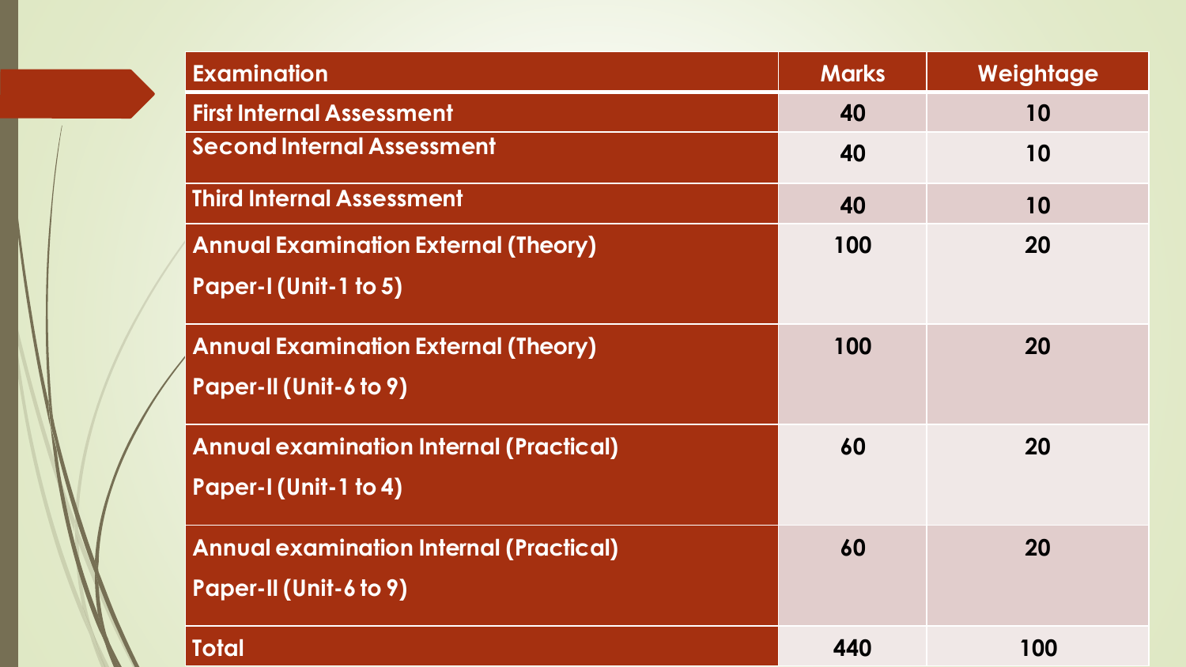| Examination | Marks | Weightage |
|---|---|---|
| First Internal Assessment | 40 | 10 |
| Second Internal Assessment | 40 | 10 |
| Third Internal Assessment | 40 | 10 |
| Annual Examination External (Theory) Paper-I (Unit-1 to 5) | 100 | 20 |
| Annual Examination External (Theory) Paper-II (Unit-6 to 9) | 100 | 20 |
| Annual examination Internal (Practical) Paper-I (Unit-1 to 4) | 60 | 20 |
| Annual examination Internal (Practical) Paper-II (Unit-6 to 9) | 60 | 20 |
| Total | 440 | 100 |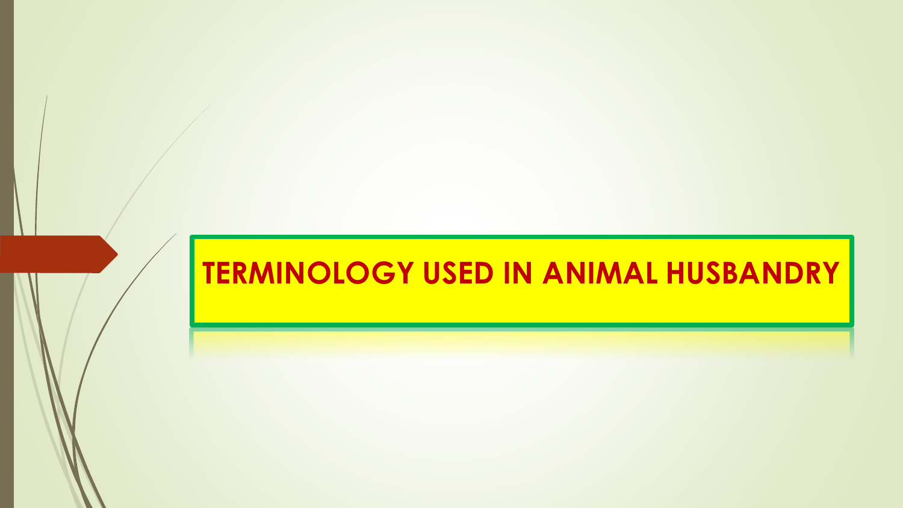# TERMINOLOGY USED IN ANIMAL HUSBANDRY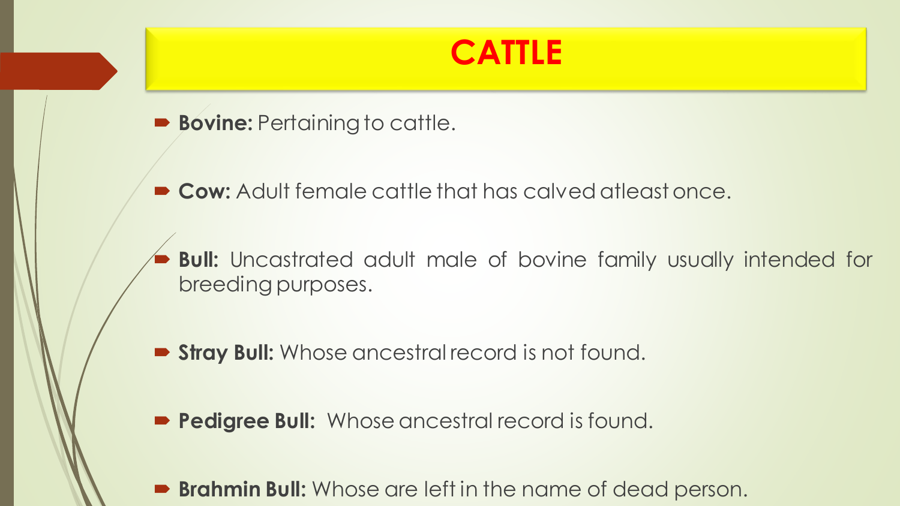# CATTLE

- **Bovine:** Pertaining to cattle.
- **Cow:** Adult female cattle that has calved atleast once.
- **Bull:** Uncastrated adult male of bovine family usually intended for breeding purposes.
- **Stray Bull:** Whose ancestral record is not found.
- **Pedigree Bull:** Whose ancestral record is found.
- **Brahmin Bull:** Whose are left in the name of dead person.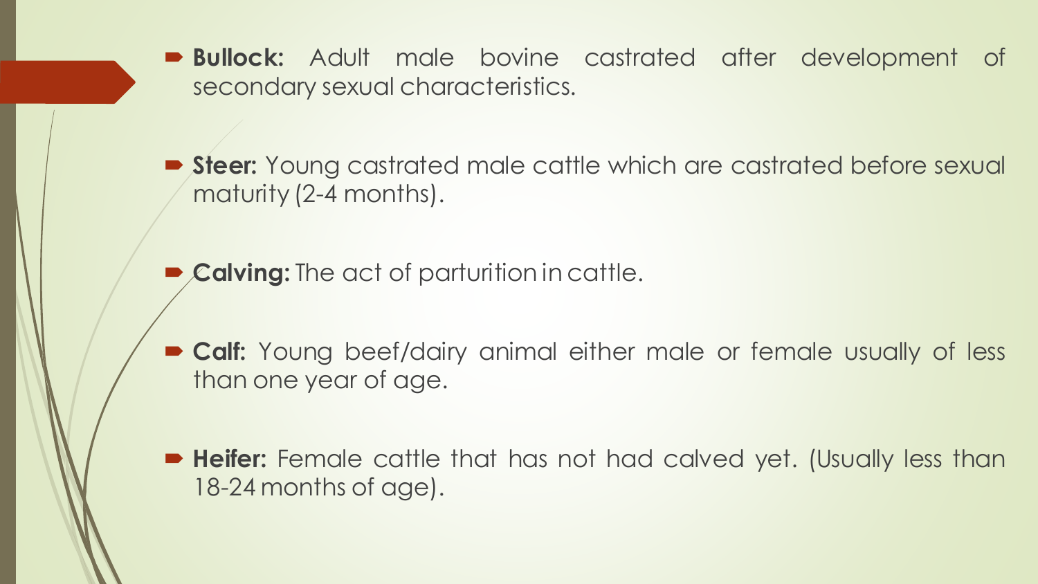- **Bullock:** Adult male bovine castrated after development of secondary sexual characteristics.

- **Steer:** Young castrated male cattle which are castrated before sexual maturity (2-4 months).

- **Calving:** The act of parturition in cattle.

- **Calf:** Young beef/dairy animal either male or female usually of less than one year of age.

- **Heifer:** Female cattle that has not had calved yet. (Usually less than 18-24 months of age).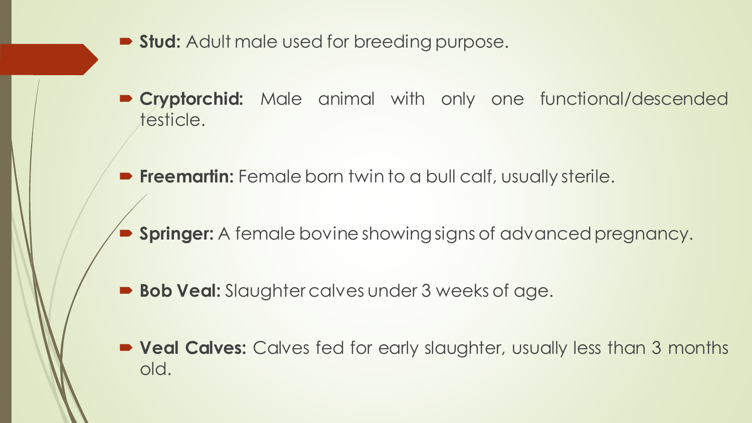- **Stud:** Adult male used for breeding purpose.
- **Cryptorchid:** Male animal with only one functional/descended testicle.
- **Freemartin:** Female born twin to a bull calf, usually sterile.
- **Springer:** A female bovine showing signs of advanced pregnancy.
- **Bob Veal:** Slaughter calves under 3 weeks of age.
- **Veal Calves:** Calves fed for early slaughter, usually less than 3 months old.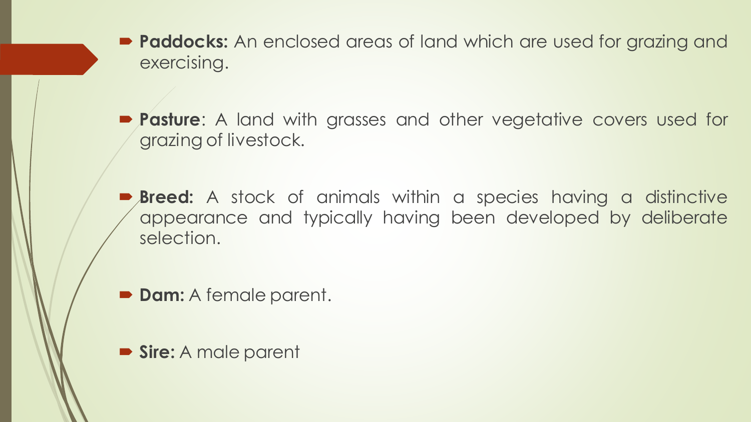- **Paddocks:** An enclosed areas of land which are used for grazing and exercising.

- **Pasture**: A land with grasses and other vegetative covers used for grazing of livestock.

- **Breed:** A stock of animals within a species having a distinctive appearance and typically having been developed by deliberate selection.

- **Dam:** A female parent.

- **Sire:** A male parent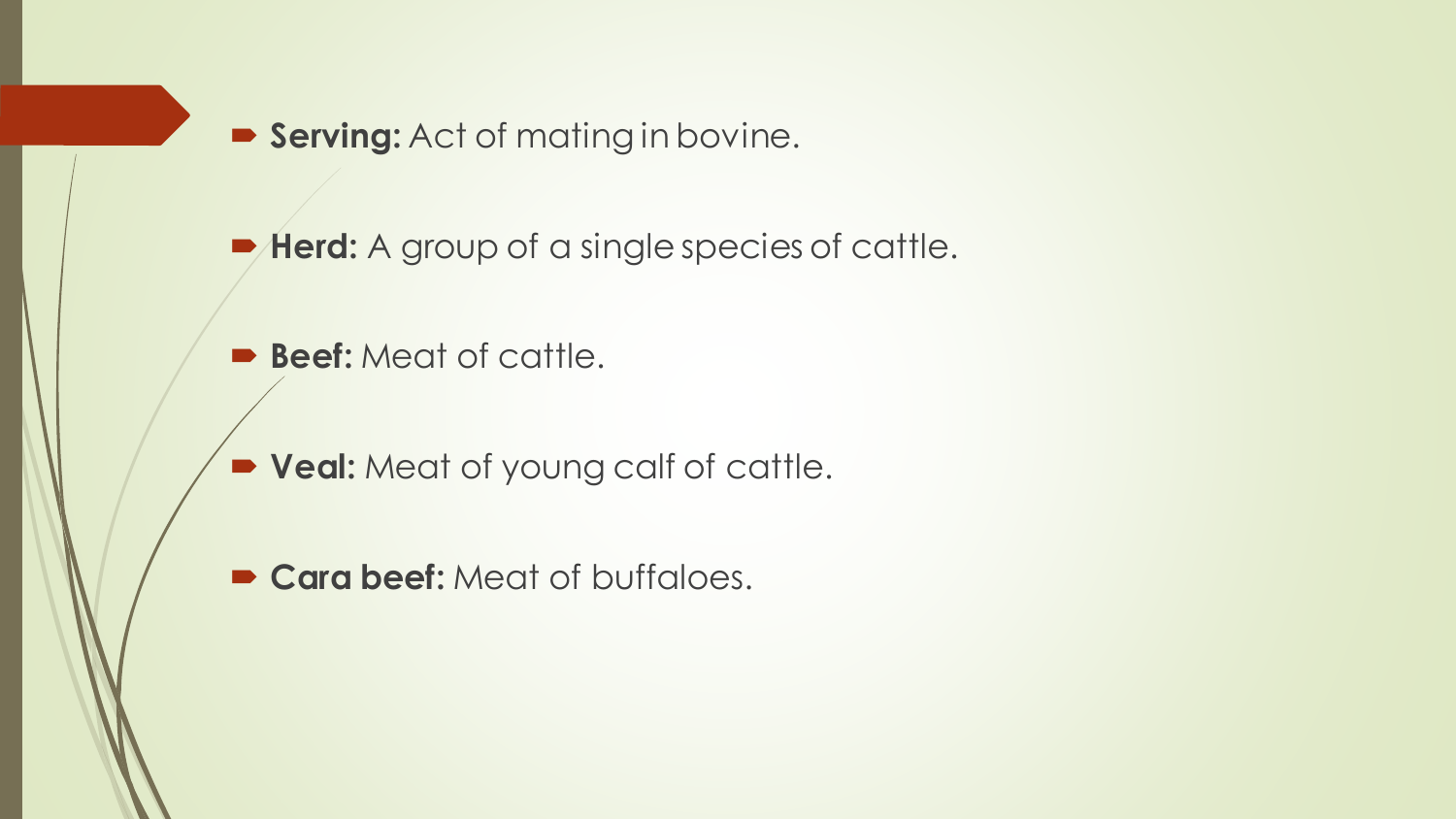- **Serving:** Act of mating in bovine.
- **Herd:** A group of a single species of cattle.
- **Beef:** Meat of cattle.
- **Veal:** Meat of young calf of cattle.
- **Cara beef:** Meat of buffaloes.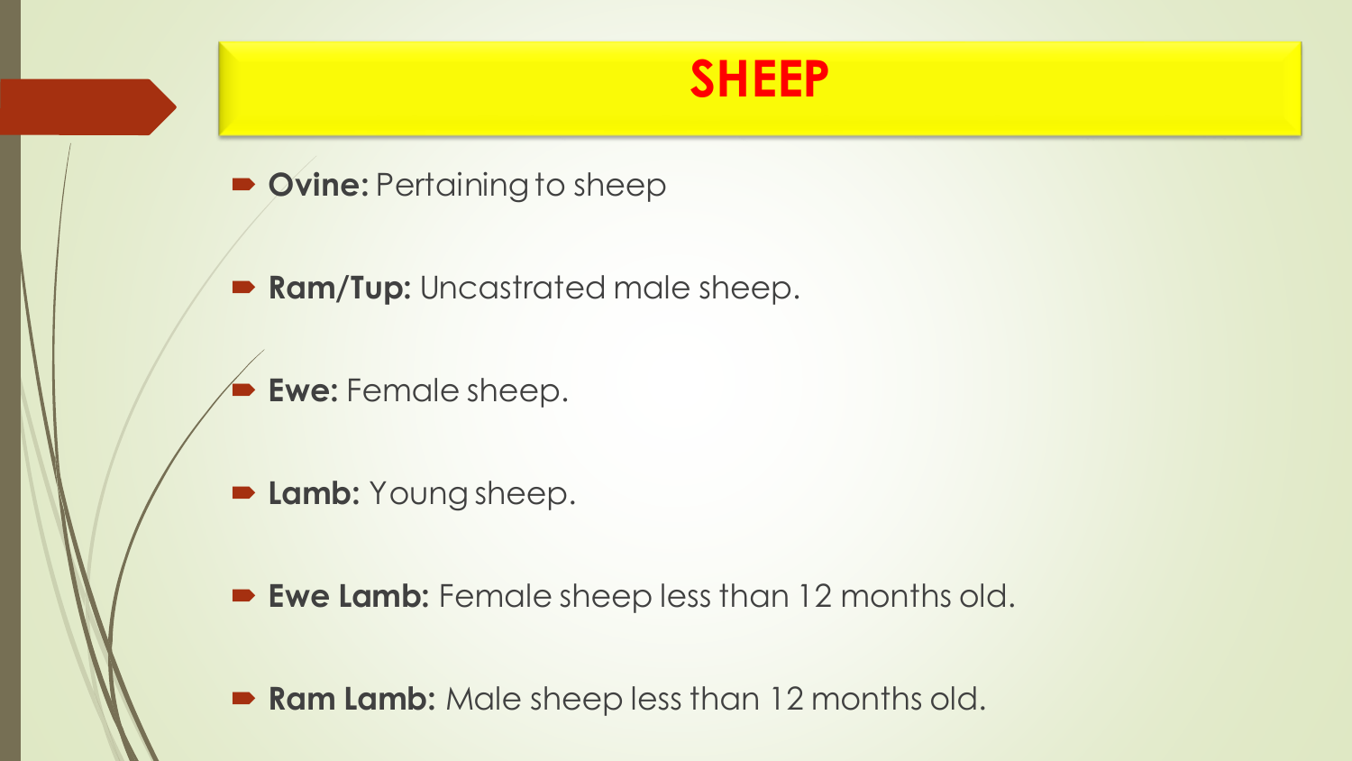# SHEEP

- **Ovine:** Pertaining to sheep
- **Ram/Tup:** Uncastrated male sheep.
- **Ewe:** Female sheep.
- **Lamb:** Young sheep.
- **Ewe Lamb:** Female sheep less than 12 months old.
- **Ram Lamb:** Male sheep less than 12 months old.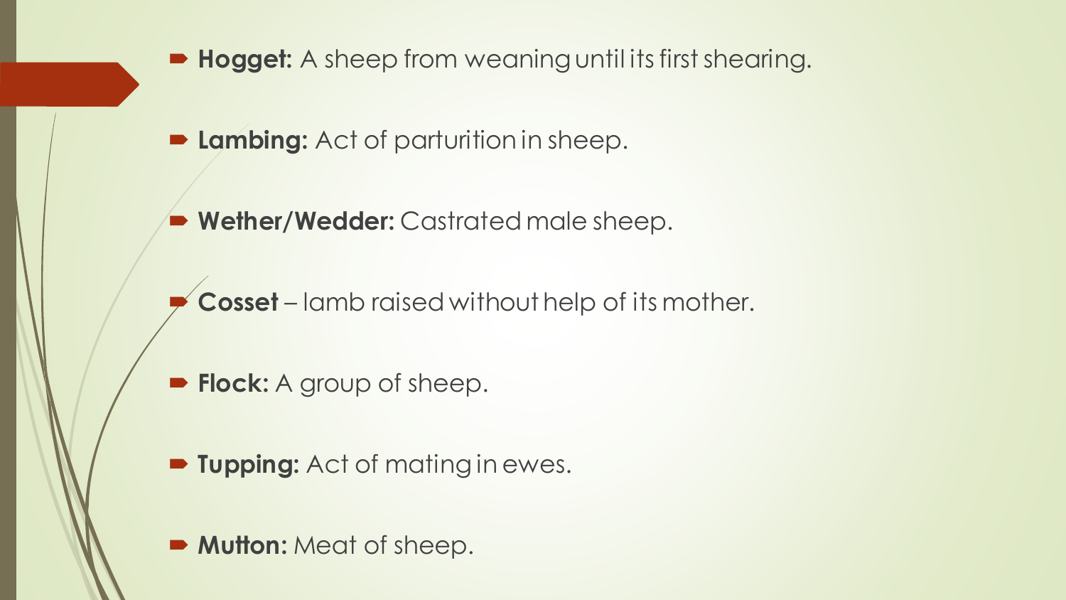- **Hogget:** A sheep from weaning until its first shearing.
- **Lambing:** Act of parturition in sheep.
- **Wether/Wedder:** Castrated male sheep.
- **Cosset** – lamb raised without help of its mother.
- **Flock:** A group of sheep.
- **Tupping:** Act of mating in ewes.
- **Mutton:** Meat of sheep.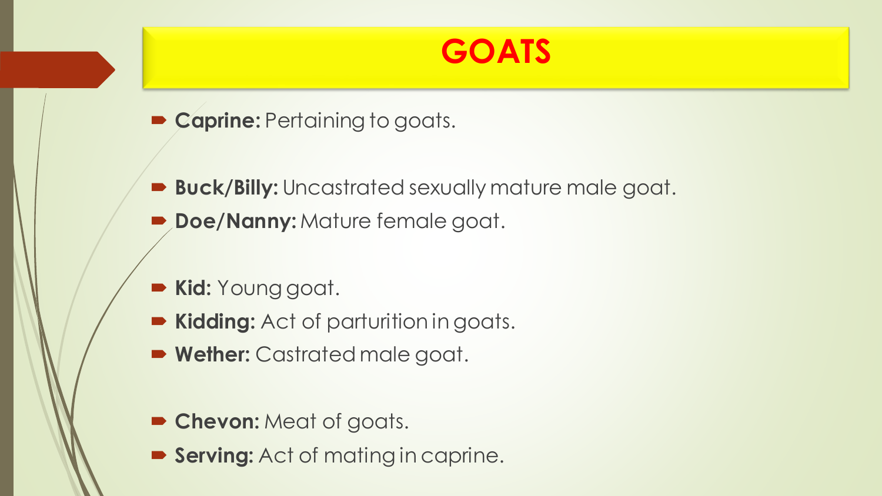# GOATS

- **Caprine:** Pertaining to goats.

- **Buck/Billy:** Uncastrated sexually mature male goat.
- **Doe/Nanny:** Mature female goat.

- **Kid:** Young goat.
- **Kidding:** Act of parturition in goats.
- **Wether:** Castrated male goat.

- **Chevon:** Meat of goats.
- **Serving:** Act of mating in caprine.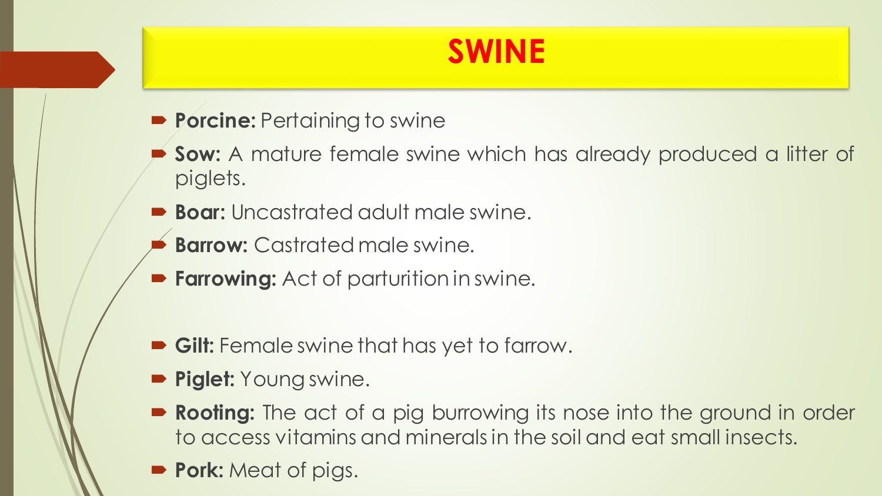# SWINE

- **Porcine:** Pertaining to swine
- **Sow:** A mature female swine which has already produced a litter of piglets.
- **Boar:** Uncastrated adult male swine.
- **Barrow:** Castrated male swine.
- **Farrowing:** Act of parturition in swine.

- **Gilt:** Female swine that has yet to farrow.
- **Piglet:** Young swine.
- **Rooting:** The act of a pig burrowing its nose into the ground in order to access vitamins and minerals in the soil and eat small insects.
- **Pork:** Meat of pigs.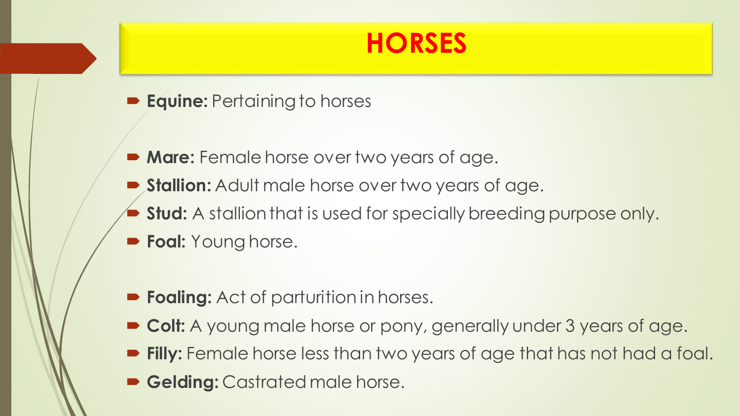# HORSES

- **Equine:** Pertaining to horses

- **Mare:** Female horse over two years of age.
- **Stallion:** Adult male horse over two years of age.
- **Stud:** A stallion that is used for specially breeding purpose only.
- **Foal:** Young horse.

- **Foaling:** Act of parturition in horses.
- **Colt:** A young male horse or pony, generally under 3 years of age.
- **Filly:** Female horse less than two years of age that has not had a foal.
- **Gelding:** Castrated male horse.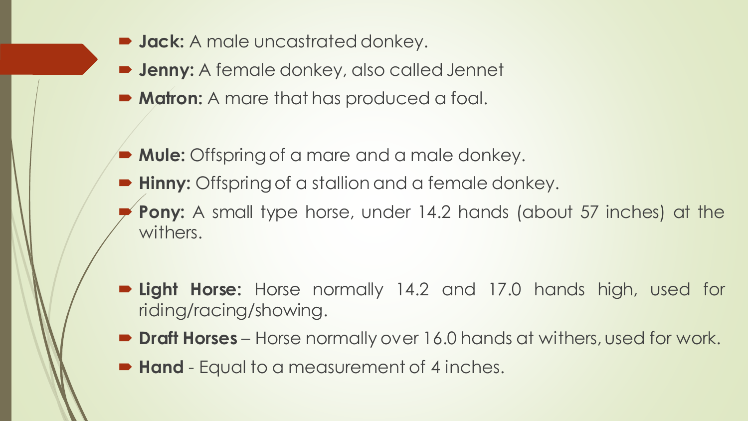- **Jack:** A male uncastrated donkey.
- **Jenny:** A female donkey, also called Jennet
- **Matron:** A mare that has produced a foal.

- **Mule:** Offspring of a mare and a male donkey.
- **Hinny:** Offspring of a stallion and a female donkey.
- **Pony:** A small type horse, under 14.2 hands (about 57 inches) at the withers.

- **Light Horse:** Horse normally 14.2 and 17.0 hands high, used for riding/racing/showing.
- **Draft Horses** – Horse normally over 16.0 hands at withers, used for work.
- **Hand** - Equal to a measurement of 4 inches.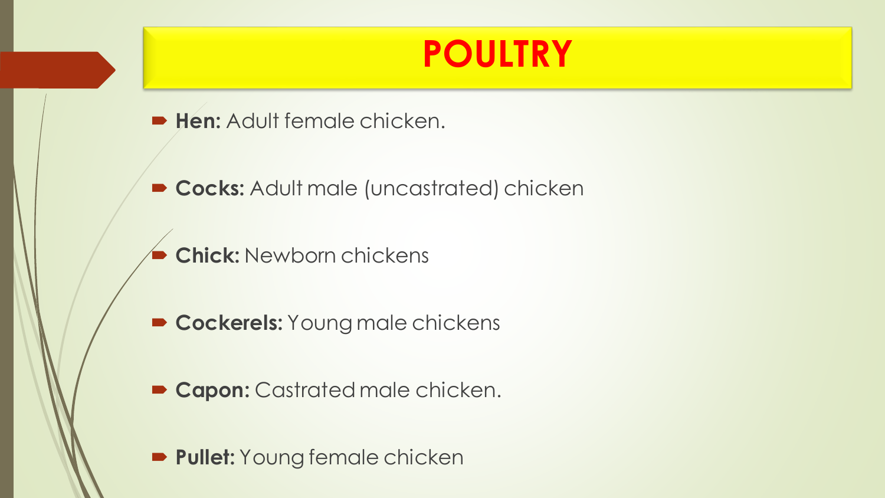# POULTRY

- **Hen:** Adult female chicken.
- **Cocks:** Adult male (uncastrated) chicken
- **Chick:** Newborn chickens
- **Cockerels:** Young male chickens
- **Capon:** Castrated male chicken.
- **Pullet:** Young female chicken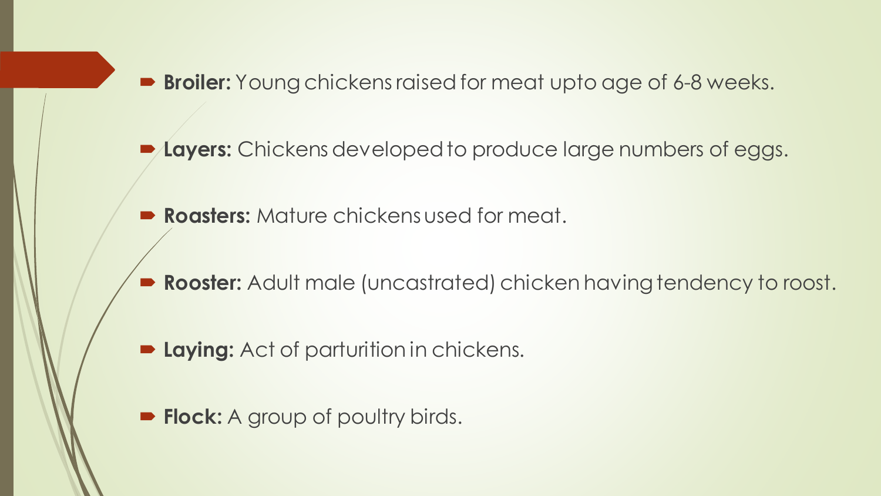- **Broiler:** Young chickens raised for meat upto age of 6-8 weeks.
- **Layers:** Chickens developed to produce large numbers of eggs.
- **Roasters:** Mature chickens used for meat.
- **Rooster:** Adult male (uncastrated) chicken having tendency to roost.
- **Laying:** Act of parturition in chickens.
- **Flock:** A group of poultry birds.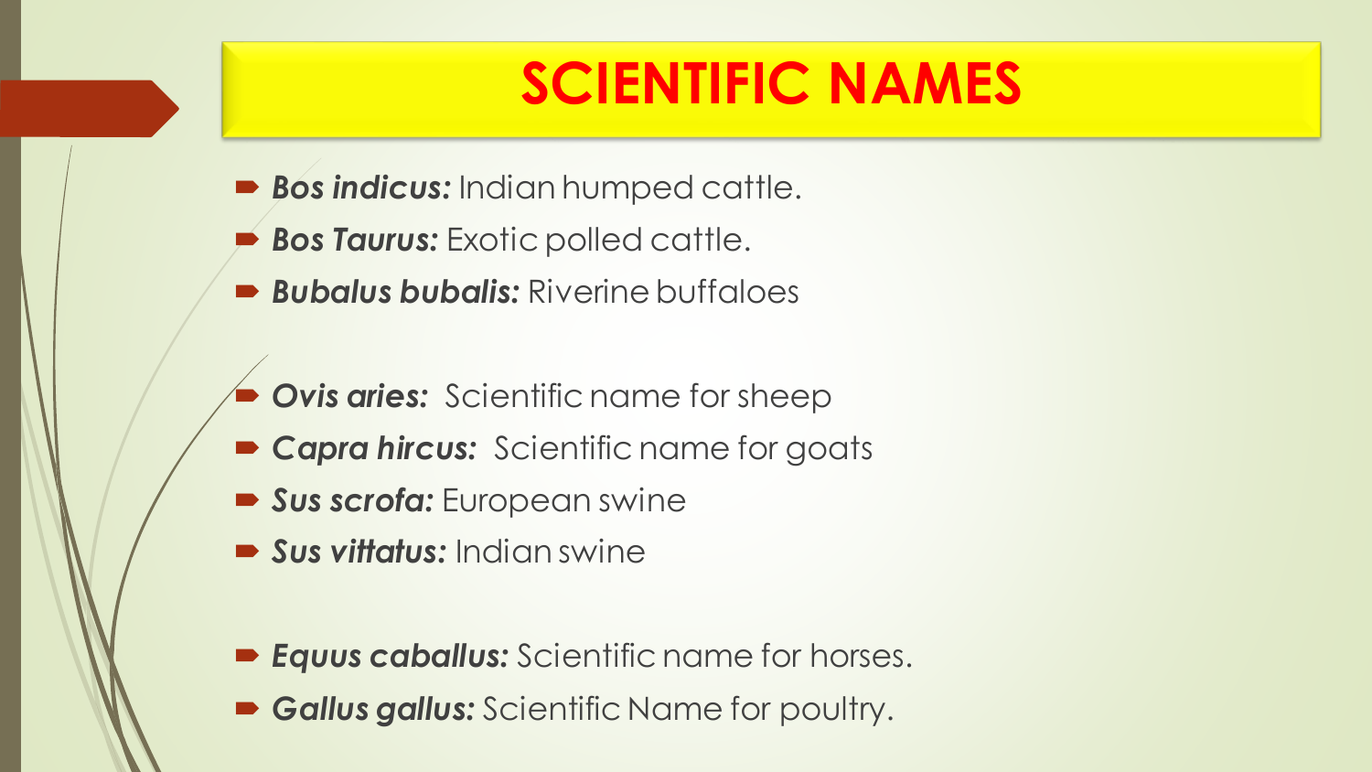# SCIENTIFIC NAMES

- ***Bos indicus:*** Indian humped cattle.
- ***Bos Taurus:*** Exotic polled cattle.
- ***Bubalus bubalis:*** Riverine buffaloes

- ***Ovis aries:*** Scientific name for sheep
- ***Capra hircus:*** Scientific name for goats
- ***Sus scrofa:*** European swine
- ***Sus vittatus:*** Indian swine

- ***Equus caballus:*** Scientific name for horses.
- ***Gallus gallus:*** Scientific Name for poultry.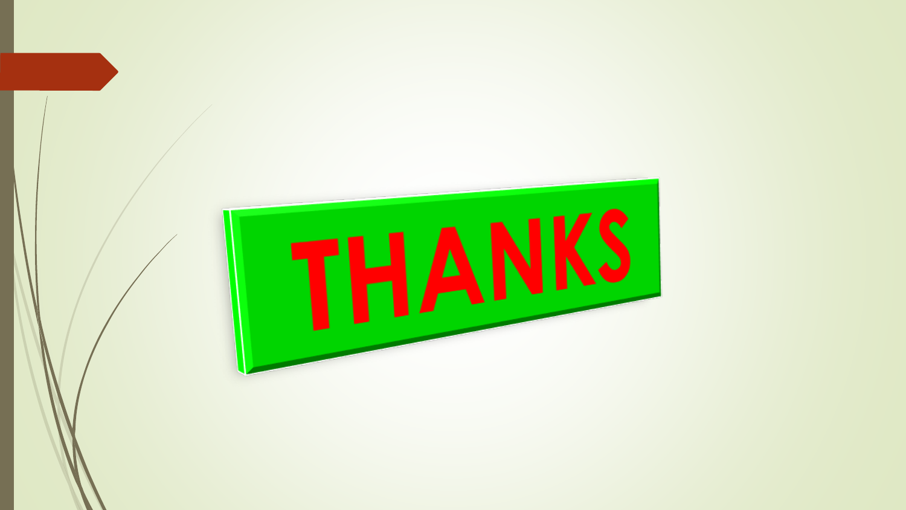THANKS